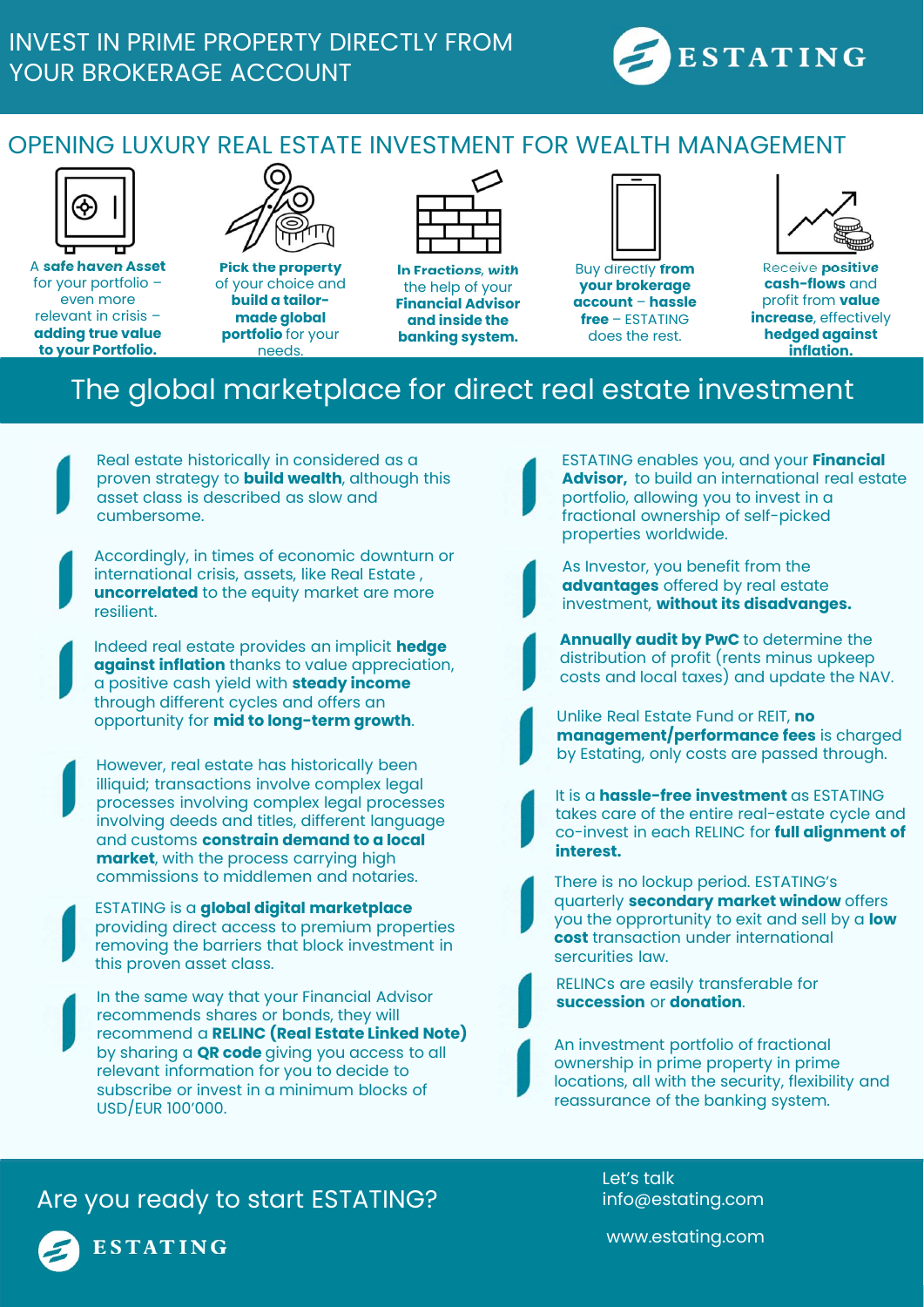# INVEST IN PRIME PROPERTY DIRECTLY FROM YOUR BROKERAGE ACCOUNT

ESTATING

## OPENING LUXURY REAL ESTATE INVESTMENT FOR WEALTH MANAGEMENT

A **safe haven Asset** for your portfolio – even more relevant in crisis – **adding true value to your Portfolio.**

**Pick the property** of your choice and **build a tailor-made global portfolio** for your needs.

**In Fractions, with** the help of your **Financial Advisor and inside the banking system.**

Buy directly **from your brokerage account – hassle free** – ESTATING does the rest.

Receive **positive cash-flows** and profit from **value increase**, effectively **hedged against inflation.**

## The global marketplace for direct real estate investment

Real estate historically in considered as a proven strategy to **build wealth**, although this asset class is described as slow and cumbersome.

Accordingly, in times of economic downturn or international crisis, assets, like Real Estate , **uncorrelated** to the equity market are more resilient.

Indeed real estate provides an implicit **hedge against inflation** thanks to value appreciation, a positive cash yield with **steady income** through different cycles and offers an opportunity for **mid to long-term growth**.

However, real estate has historically been illiquid; transactions involve complex legal processes involving complex legal processes involving deeds and titles, different language and customs **constrain demand to a local market**, with the process carrying high commissions to middlemen and notaries.

ESTATING is a **global digital marketplace** providing direct access to premium properties removing the barriers that block investment in this proven asset class.

In the same way that your Financial Advisor recommends shares or bonds, they will recommend a **RELINC (Real Estate Linked Note)** by sharing a **QR code** giving you access to all relevant information for you to decide to subscribe or invest in a minimum blocks of USD/EUR 100'000.

ESTATING enables you, and your **Financial Advisor,** to build an international real estate portfolio, allowing you to invest in a fractional ownership of self-picked properties worldwide.

As Investor, you benefit from the **advantages** offered by real estate investment, **without its disadvanges.**

**Annually audit by PwC** to determine the distribution of profit (rents minus upkeep costs and local taxes) and update the NAV.

Unlike Real Estate Fund or REIT, **no management/performance fees** is charged by Estating, only costs are passed through.

It is a **hassle-free investment** as ESTATING takes care of the entire real-estate cycle and co-invest in each RELINC for **full alignment of interest.**

There is no lockup period. ESTATING's quarterly **secondary market window** offers you the opprortunity to exit and sell by a **low cost** transaction under international sercurities law.

RELINCs are easily transferable for **succession** or **donation**.

An investment portfolio of fractional ownership in prime property in prime locations, all with the security, flexibility and reassurance of the banking system.

## Are you ready to start ESTATING?

ESTATING

Let's talk
info@estating.com

www.estating.com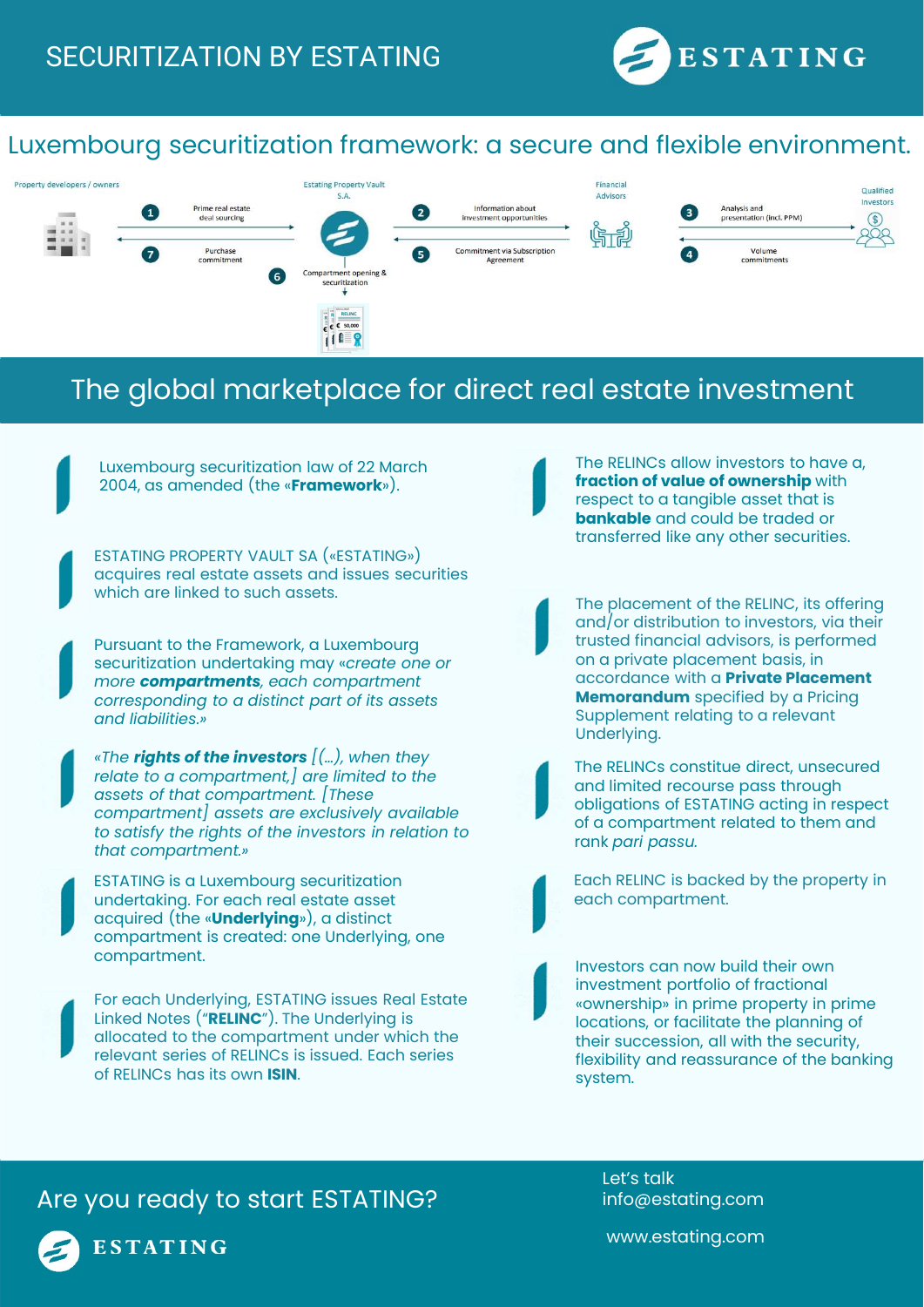# SECURITIZATION BY ESTATING

ESTATING

## Luxembourg securitization framework: a secure and flexible environment.

Property developers / owners

Estating Property Vault S.A.

Financial Advisors

Qualified Investors

1 Prime real estate deal sourcing

7 Purchase commitment

6 Compartment opening & securitization

2 Information about investment opportunities

5 Commitment via Subscription Agreement

3 Analysis and presentation (incl. PPM)

4 Volume commitments

## The global marketplace for direct real estate investment

Luxembourg securitization law of 22 March 2004, as amended (the «**Framework**»).

ESTATING PROPERTY VAULT SA («ESTATING») acquires real estate assets and issues securities which are linked to such assets.

Pursuant to the Framework, a Luxembourg securitization undertaking may *«create one or more **compartments**, each compartment corresponding to a distinct part of its assets and liabilities.»*

*«The **rights of the investors** [(...), when they relate to a compartment,] are limited to the assets of that compartment. [These compartment] assets are exclusively available to satisfy the rights of the investors in relation to that compartment.»*

ESTATING is a Luxembourg securitization undertaking. For each real estate asset acquired (the «**Underlying**»), a distinct compartment is created: one Underlying, one compartment.

For each Underlying, ESTATING issues Real Estate Linked Notes ("**RELINC**"). The Underlying is allocated to the compartment under which the relevant series of RELINCs is issued. Each series of RELINCs has its own **ISIN**.

The RELINCs allow investors to have a, **fraction of value of ownership** with respect to a tangible asset that is **bankable** and could be traded or transferred like any other securities.

The placement of the RELINC, its offering and/or distribution to investors, via their trusted financial advisors, is performed on a private placement basis, in accordance with a **Private Placement Memorandum** specified by a Pricing Supplement relating to a relevant Underlying.

The RELINCs constitue direct, unsecured and limited recourse pass through obligations of ESTATING acting in respect of a compartment related to them and rank *pari passu.*

Each RELINC is backed by the property in each compartment.

Investors can now build their own investment portfolio of fractional «ownership» in prime property in prime locations, or facilitate the planning of their succession, all with the security, flexibility and reassurance of the banking system.

## Are you ready to start ESTATING?

ESTATING

Let's talk
info@estating.com

www.estating.com